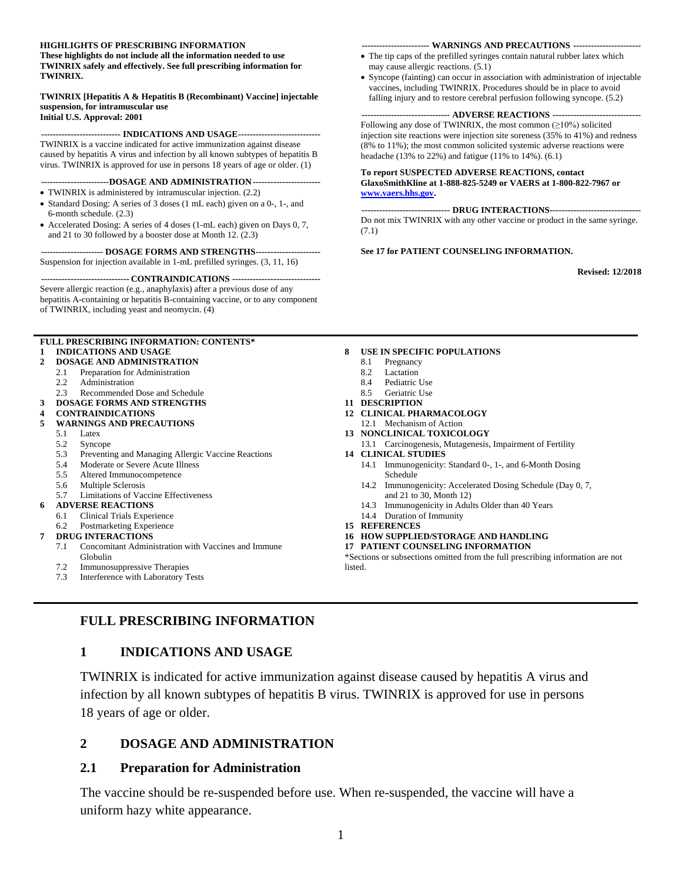**HIGHLIGHTS OF PRESCRIBING INFORMATION**
**These highlights do not include all the information needed to use TWINRIX safely and effectively. See full prescribing information for TWINRIX.**

**TWINRIX [Hepatitis A & Hepatitis B (Recombinant) Vaccine] injectable suspension, for intramuscular use**
**Initial U.S. Approval: 2001**

**---------------------------- INDICATIONS AND USAGE----------------------------**

TWINRIX is a vaccine indicated for active immunization against disease caused by hepatitis A virus and infection by all known subtypes of hepatitis B virus. TWINRIX is approved for use in persons 18 years of age or older. (1)

**-----------------------DOSAGE AND ADMINISTRATION-----------------------**

- TWINRIX is administered by intramuscular injection. (2.2)
- Standard Dosing: A series of 3 doses (1 mL each) given on a 0-, 1-, and 6-month schedule. (2.3)
- Accelerated Dosing: A series of 4 doses (1-mL each) given on Days 0, 7, and 21 to 30 followed by a booster dose at Month 12. (2.3)

**--------------------- DOSAGE FORMS AND STRENGTHS----------------------**

Suspension for injection available in 1-mL prefilled syringes. (3, 11, 16)

**------------------------------ CONTRAINDICATIONS ------------------------------**

Severe allergic reaction (e.g., anaphylaxis) after a previous dose of any hepatitis A-containing or hepatitis B-containing vaccine, or to any component of TWINRIX, including yeast and neomycin. (4)

**----------------------- WARNINGS AND PRECAUTIONS -----------------------**

- The tip caps of the prefilled syringes contain natural rubber latex which may cause allergic reactions. (5.1)
- Syncope (fainting) can occur in association with administration of injectable vaccines, including TWINRIX. Procedures should be in place to avoid falling injury and to restore cerebral perfusion following syncope. (5.2)

**------------------------------ ADVERSE REACTIONS ------------------------------**

Following any dose of TWINRIX, the most common (≥10%) solicited injection site reactions were injection site soreness (35% to 41%) and redness (8% to 11%); the most common solicited systemic adverse reactions were headache (13% to 22%) and fatigue (11% to 14%). (6.1)

**To report SUSPECTED ADVERSE REACTIONS, contact GlaxoSmithKline at 1-888-825-5249 or VAERS at 1-800-822-7967 or www.vaers.hhs.gov.**

**------------------------------ DRUG INTERACTIONS-------------------------------**

Do not mix TWINRIX with any other vaccine or product in the same syringe. (7.1)

**See 17 for PATIENT COUNSELING INFORMATION.**

**Revised: 12/2018**

**FULL PRESCRIBING INFORMATION: CONTENTS***

**1 INDICATIONS AND USAGE**
**2 DOSAGE AND ADMINISTRATION**
- 2.1 Preparation for Administration
- 2.2 Administration
- 2.3 Recommended Dose and Schedule

**3 DOSAGE FORMS AND STRENGTHS**
**4 CONTRAINDICATIONS**
**5 WARNINGS AND PRECAUTIONS**
- 5.1 Latex
- 5.2 Syncope
- 5.3 Preventing and Managing Allergic Vaccine Reactions
- 5.4 Moderate or Severe Acute Illness
- 5.5 Altered Immunocompetence
- 5.6 Multiple Sclerosis
- 5.7 Limitations of Vaccine Effectiveness

**6 ADVERSE REACTIONS**
- 6.1 Clinical Trials Experience
- 6.2 Postmarketing Experience

**7 DRUG INTERACTIONS**
- 7.1 Concomitant Administration with Vaccines and Immune Globulin
- 7.2 Immunosuppressive Therapies
- 7.3 Interference with Laboratory Tests

**8 USE IN SPECIFIC POPULATIONS**
- 8.1 Pregnancy
- 8.2 Lactation
- 8.4 Pediatric Use
- 8.5 Geriatric Use

**11 DESCRIPTION**
**12 CLINICAL PHARMACOLOGY**
- 12.1 Mechanism of Action

**13 NONCLINICAL TOXICOLOGY**
- 13.1 Carcinogenesis, Mutagenesis, Impairment of Fertility

**14 CLINICAL STUDIES**
- 14.1 Immunogenicity: Standard 0-, 1-, and 6-Month Dosing Schedule
- 14.2 Immunogenicity: Accelerated Dosing Schedule (Day 0, 7, and 21 to 30, Month 12)
- 14.3 Immunogenicity in Adults Older than 40 Years
- 14.4 Duration of Immunity

**15 REFERENCES**
**16 HOW SUPPLIED/STORAGE AND HANDLING**
**17 PATIENT COUNSELING INFORMATION**

*Sections or subsections omitted from the full prescribing information are not listed.

# FULL PRESCRIBING INFORMATION

## 1 INDICATIONS AND USAGE

TWINRIX is indicated for active immunization against disease caused by hepatitis A virus and infection by all known subtypes of hepatitis B virus. TWINRIX is approved for use in persons 18 years of age or older.

## 2 DOSAGE AND ADMINISTRATION

### 2.1 Preparation for Administration

The vaccine should be re-suspended before use. When re-suspended, the vaccine will have a uniform hazy white appearance.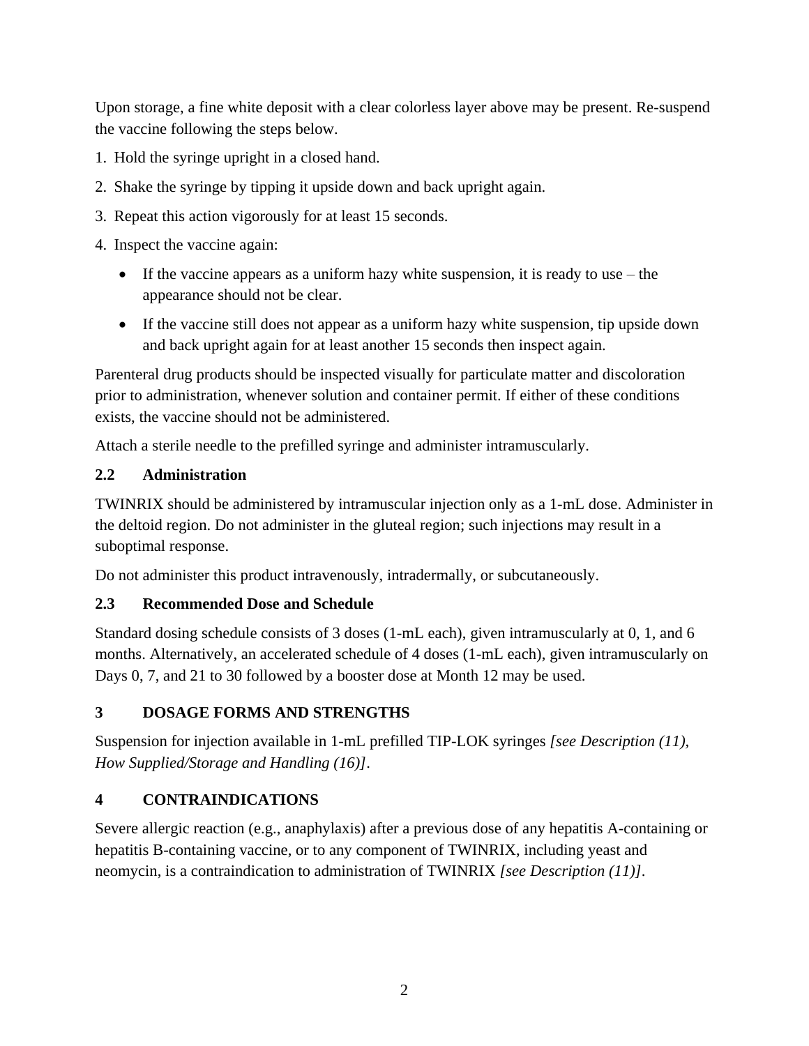Upon storage, a fine white deposit with a clear colorless layer above may be present. Re-suspend the vaccine following the steps below.

1. Hold the syringe upright in a closed hand.
2. Shake the syringe by tipping it upside down and back upright again.
3. Repeat this action vigorously for at least 15 seconds.
4. Inspect the vaccine again:
   - If the vaccine appears as a uniform hazy white suspension, it is ready to use – the appearance should not be clear.
   - If the vaccine still does not appear as a uniform hazy white suspension, tip upside down and back upright again for at least another 15 seconds then inspect again.

Parenteral drug products should be inspected visually for particulate matter and discoloration prior to administration, whenever solution and container permit. If either of these conditions exists, the vaccine should not be administered.

Attach a sterile needle to the prefilled syringe and administer intramuscularly.

### 2.2 Administration

TWINRIX should be administered by intramuscular injection only as a 1-mL dose. Administer in the deltoid region. Do not administer in the gluteal region; such injections may result in a suboptimal response.

Do not administer this product intravenously, intradermally, or subcutaneously.

### 2.3 Recommended Dose and Schedule

Standard dosing schedule consists of 3 doses (1-mL each), given intramuscularly at 0, 1, and 6 months. Alternatively, an accelerated schedule of 4 doses (1-mL each), given intramuscularly on Days 0, 7, and 21 to 30 followed by a booster dose at Month 12 may be used.

## 3 DOSAGE FORMS AND STRENGTHS

Suspension for injection available in 1-mL prefilled TIP-LOK syringes *[see Description (11), How Supplied/Storage and Handling (16)]*.

## 4 CONTRAINDICATIONS

Severe allergic reaction (e.g., anaphylaxis) after a previous dose of any hepatitis A-containing or hepatitis B-containing vaccine, or to any component of TWINRIX, including yeast and neomycin, is a contraindication to administration of TWINRIX *[see Description (11)]*.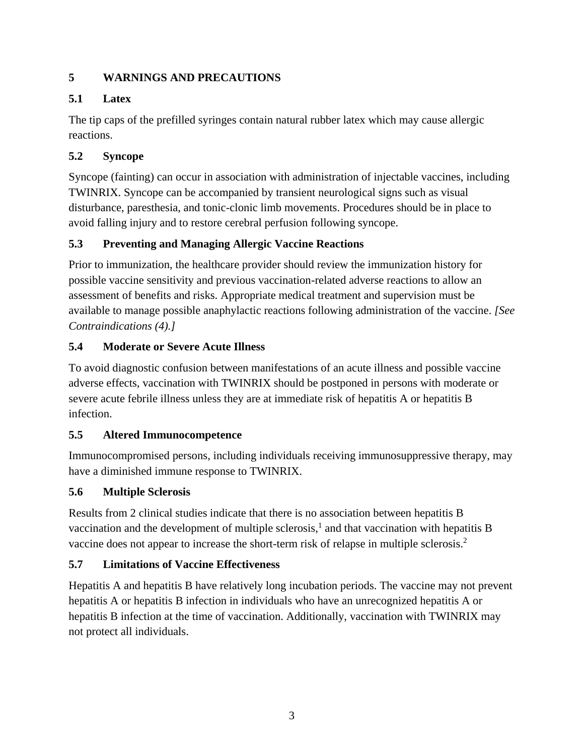# 5 WARNINGS AND PRECAUTIONS

## 5.1 Latex

The tip caps of the prefilled syringes contain natural rubber latex which may cause allergic reactions.

## 5.2 Syncope

Syncope (fainting) can occur in association with administration of injectable vaccines, including TWINRIX. Syncope can be accompanied by transient neurological signs such as visual disturbance, paresthesia, and tonic-clonic limb movements. Procedures should be in place to avoid falling injury and to restore cerebral perfusion following syncope.

## 5.3 Preventing and Managing Allergic Vaccine Reactions

Prior to immunization, the healthcare provider should review the immunization history for possible vaccine sensitivity and previous vaccination-related adverse reactions to allow an assessment of benefits and risks. Appropriate medical treatment and supervision must be available to manage possible anaphylactic reactions following administration of the vaccine. *[See Contraindications (4).]*

## 5.4 Moderate or Severe Acute Illness

To avoid diagnostic confusion between manifestations of an acute illness and possible vaccine adverse effects, vaccination with TWINRIX should be postponed in persons with moderate or severe acute febrile illness unless they are at immediate risk of hepatitis A or hepatitis B infection.

## 5.5 Altered Immunocompetence

Immunocompromised persons, including individuals receiving immunosuppressive therapy, may have a diminished immune response to TWINRIX.

## 5.6 Multiple Sclerosis

Results from 2 clinical studies indicate that there is no association between hepatitis B vaccination and the development of multiple sclerosis,[1] and that vaccination with hepatitis B vaccine does not appear to increase the short-term risk of relapse in multiple sclerosis.[2]

## 5.7 Limitations of Vaccine Effectiveness

Hepatitis A and hepatitis B have relatively long incubation periods. The vaccine may not prevent hepatitis A or hepatitis B infection in individuals who have an unrecognized hepatitis A or hepatitis B infection at the time of vaccination. Additionally, vaccination with TWINRIX may not protect all individuals.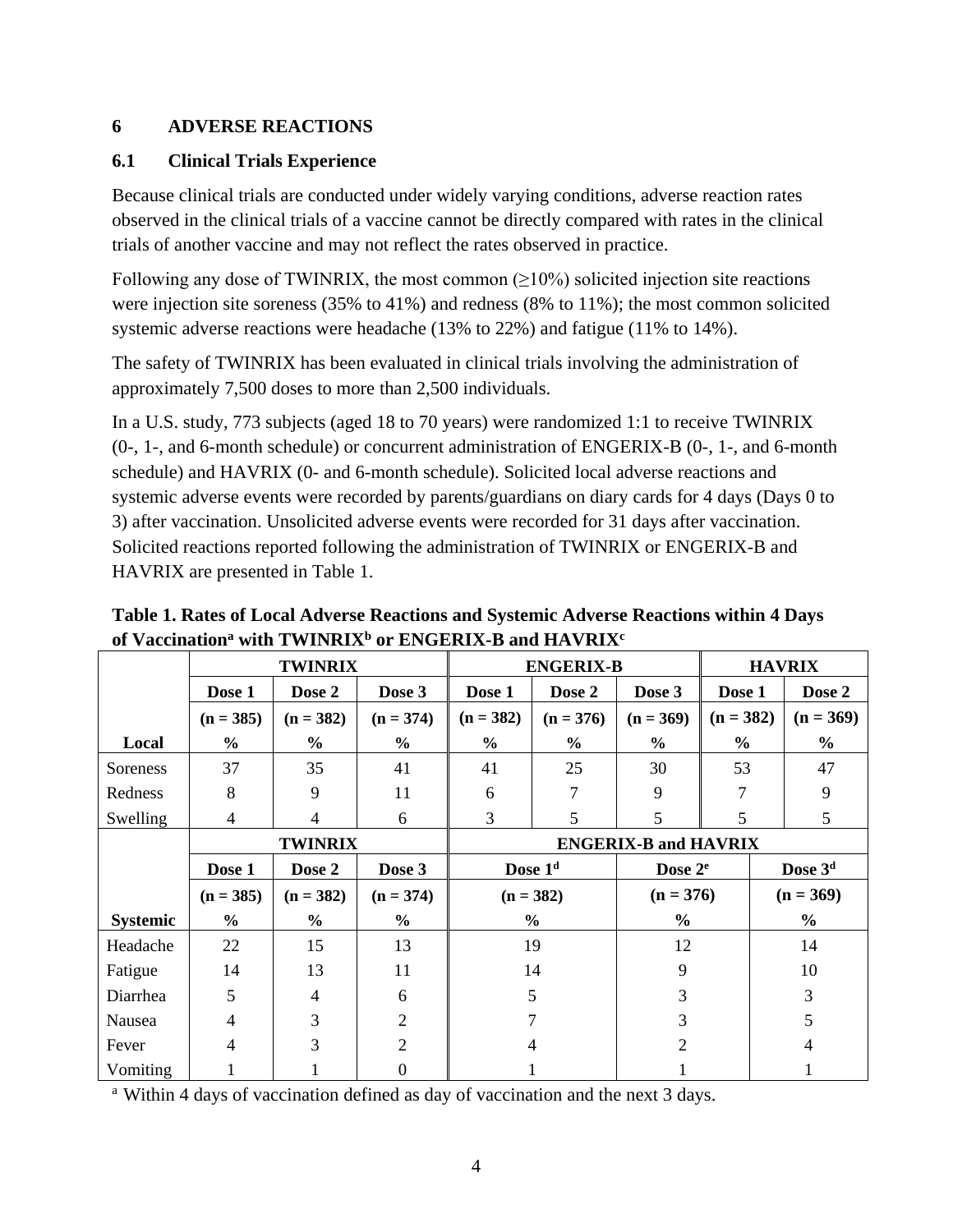## 6 ADVERSE REACTIONS

### 6.1 Clinical Trials Experience

Because clinical trials are conducted under widely varying conditions, adverse reaction rates observed in the clinical trials of a vaccine cannot be directly compared with rates in the clinical trials of another vaccine and may not reflect the rates observed in practice.

Following any dose of TWINRIX, the most common (≥10%) solicited injection site reactions were injection site soreness (35% to 41%) and redness (8% to 11%); the most common solicited systemic adverse reactions were headache (13% to 22%) and fatigue (11% to 14%).

The safety of TWINRIX has been evaluated in clinical trials involving the administration of approximately 7,500 doses to more than 2,500 individuals.

In a U.S. study, 773 subjects (aged 18 to 70 years) were randomized 1:1 to receive TWINRIX (0-, 1-, and 6-month schedule) or concurrent administration of ENGERIX-B (0-, 1-, and 6-month schedule) and HAVRIX (0- and 6-month schedule). Solicited local adverse reactions and systemic adverse events were recorded by parents/guardians on diary cards for 4 days (Days 0 to 3) after vaccination. Unsolicited adverse events were recorded for 31 days after vaccination. Solicited reactions reported following the administration of TWINRIX or ENGERIX-B and HAVRIX are presented in Table 1.

**Table 1. Rates of Local Adverse Reactions and Systemic Adverse Reactions within 4 Days of Vaccination[a] with TWINRIX[b] or ENGERIX-B and HAVRIX[c]**

| | TWINRIX | | | ENGERIX-B | | | HAVRIX | |
|---|---|---|---|---|---|---|---|---|
| | Dose 1 | Dose 2 | Dose 3 | Dose 1 | Dose 2 | Dose 3 | Dose 1 | Dose 2 |
| | (n = 385) | (n = 382) | (n = 374) | (n = 382) | (n = 376) | (n = 369) | (n = 382) | (n = 369) |
| **Local** | % | % | % | % | % | % | % | % |
| Soreness | 37 | 35 | 41 | 41 | 25 | 30 | 53 | 47 |
| Redness | 8 | 9 | 11 | 6 | 7 | 9 | 7 | 9 |
| Swelling | 4 | 4 | 6 | 3 | 5 | 5 | 5 | 5 |

| | TWINRIX | | | ENGERIX-B and HAVRIX | | |
|---|---|---|---|---|---|---|
| | Dose 1 | Dose 2 | Dose 3 | Dose 1[d] | Dose 2[e] | Dose 3[d] |
| | (n = 385) | (n = 382) | (n = 374) | (n = 382) | (n = 376) | (n = 369) |
| **Systemic** | % | % | % | % | % | % |
| Headache | 22 | 15 | 13 | 19 | 12 | 14 |
| Fatigue | 14 | 13 | 11 | 14 | 9 | 10 |
| Diarrhea | 5 | 4 | 6 | 5 | 3 | 3 |
| Nausea | 4 | 3 | 2 | 7 | 3 | 5 |
| Fever | 4 | 3 | 2 | 4 | 2 | 4 |
| Vomiting | 1 | 1 | 0 | 1 | 1 | 1 |

[a] Within 4 days of vaccination defined as day of vaccination and the next 3 days.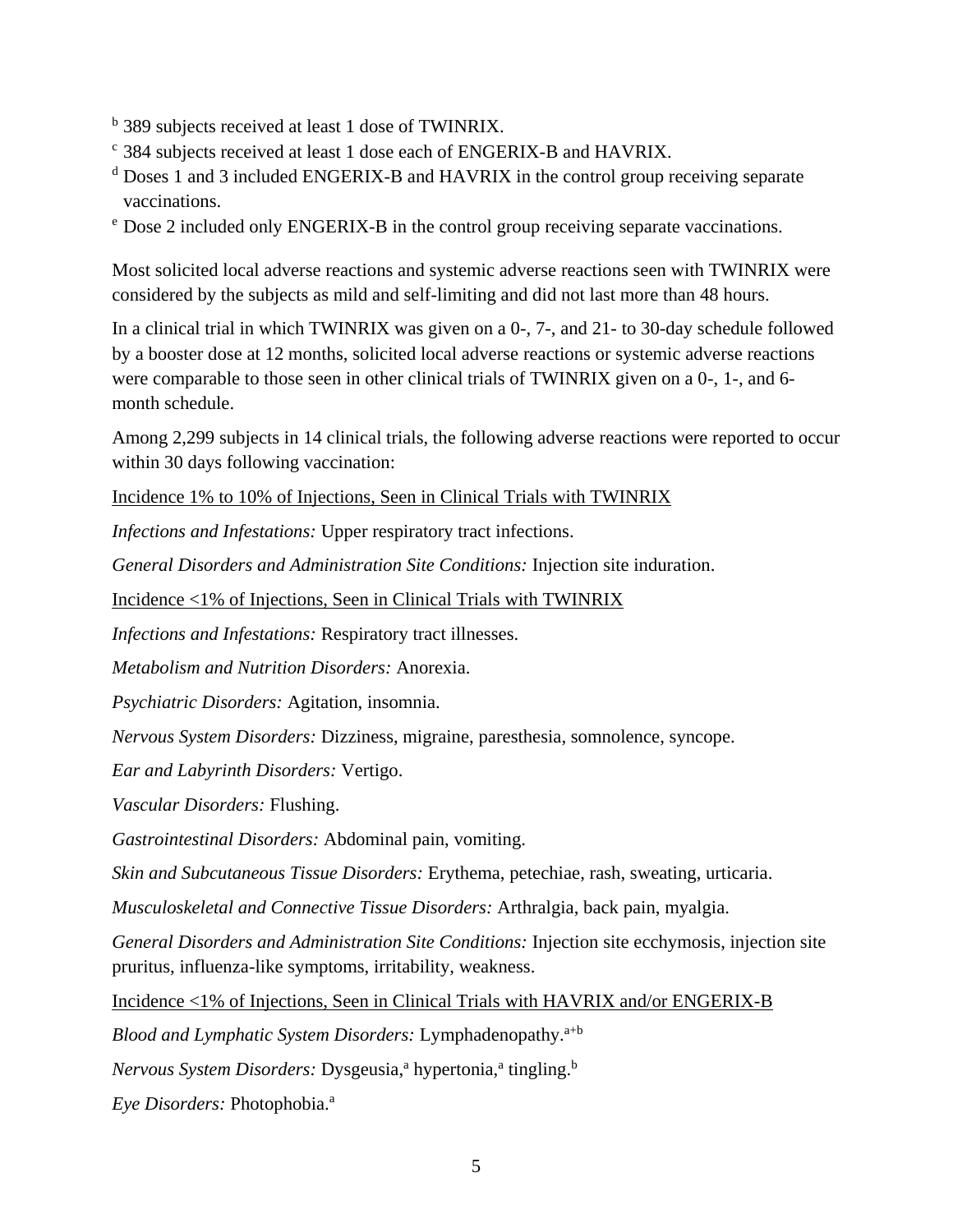[b] 389 subjects received at least 1 dose of TWINRIX.

[c] 384 subjects received at least 1 dose each of ENGERIX-B and HAVRIX.

[d] Doses 1 and 3 included ENGERIX-B and HAVRIX in the control group receiving separate vaccinations.

[e] Dose 2 included only ENGERIX-B in the control group receiving separate vaccinations.

Most solicited local adverse reactions and systemic adverse reactions seen with TWINRIX were considered by the subjects as mild and self-limiting and did not last more than 48 hours.

In a clinical trial in which TWINRIX was given on a 0-, 7-, and 21- to 30-day schedule followed by a booster dose at 12 months, solicited local adverse reactions or systemic adverse reactions were comparable to those seen in other clinical trials of TWINRIX given on a 0-, 1-, and 6-month schedule.

Among 2,299 subjects in 14 clinical trials, the following adverse reactions were reported to occur within 30 days following vaccination:

<u>Incidence 1% to 10% of Injections, Seen in Clinical Trials with TWINRIX</u>

*Infections and Infestations:* Upper respiratory tract infections.

*General Disorders and Administration Site Conditions:* Injection site induration.

<u>Incidence <1% of Injections, Seen in Clinical Trials with TWINRIX</u>

*Infections and Infestations:* Respiratory tract illnesses.

*Metabolism and Nutrition Disorders:* Anorexia.

*Psychiatric Disorders:* Agitation, insomnia.

*Nervous System Disorders:* Dizziness, migraine, paresthesia, somnolence, syncope.

*Ear and Labyrinth Disorders:* Vertigo.

*Vascular Disorders:* Flushing.

*Gastrointestinal Disorders:* Abdominal pain, vomiting.

*Skin and Subcutaneous Tissue Disorders:* Erythema, petechiae, rash, sweating, urticaria.

*Musculoskeletal and Connective Tissue Disorders:* Arthralgia, back pain, myalgia.

*General Disorders and Administration Site Conditions:* Injection site ecchymosis, injection site pruritus, influenza-like symptoms, irritability, weakness.

<u>Incidence <1% of Injections, Seen in Clinical Trials with HAVRIX and/or ENGERIX-B</u>

*Blood and Lymphatic System Disorders:* Lymphadenopathy.[a+b]

*Nervous System Disorders:* Dysgeusia,[a] hypertonia,[a] tingling.[b]

*Eye Disorders:* Photophobia.[a]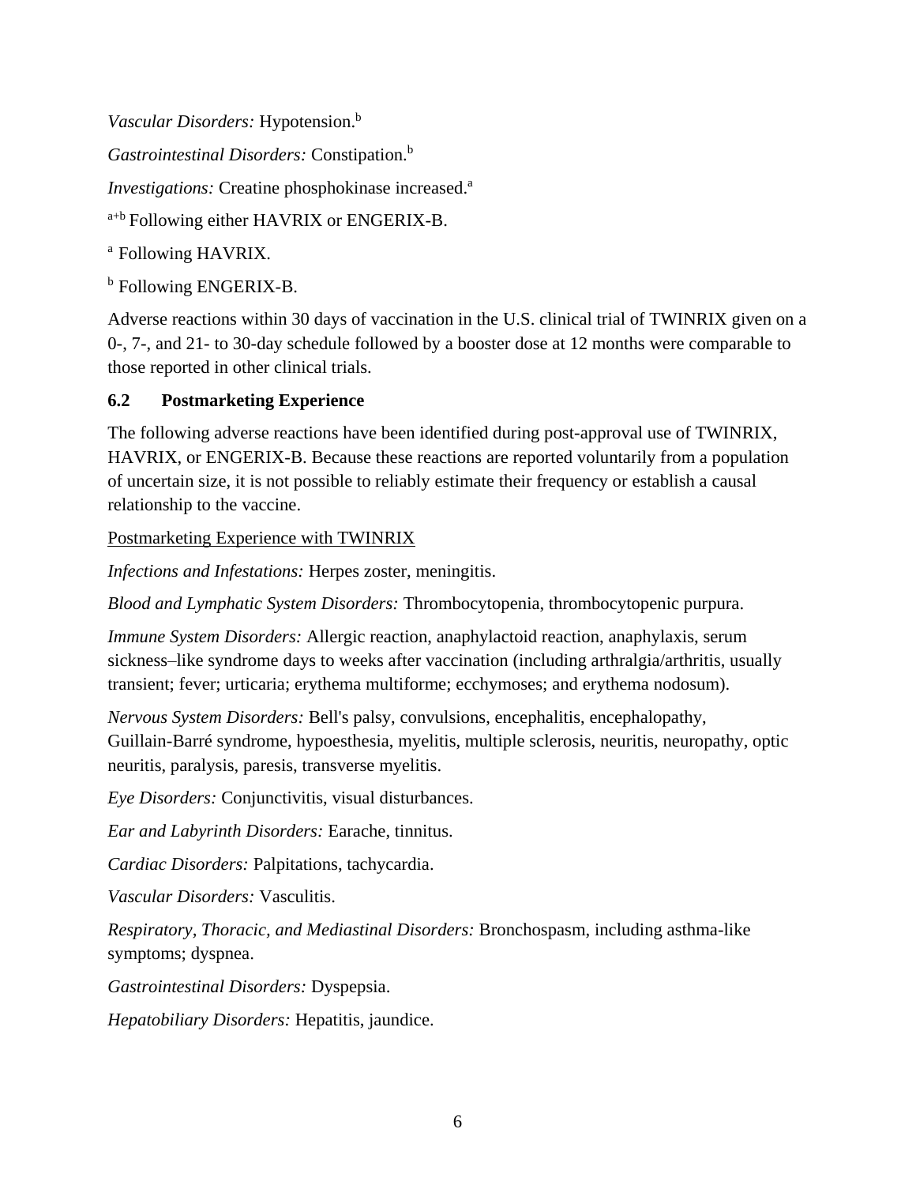*Vascular Disorders:* Hypotension.[b]

*Gastrointestinal Disorders:* Constipation.[b]

*Investigations:* Creatine phosphokinase increased.[a]

[a+b] Following either HAVRIX or ENGERIX-B.

[a] Following HAVRIX.

[b] Following ENGERIX-B.

Adverse reactions within 30 days of vaccination in the U.S. clinical trial of TWINRIX given on a 0-, 7-, and 21- to 30-day schedule followed by a booster dose at 12 months were comparable to those reported in other clinical trials.

### 6.2 Postmarketing Experience

The following adverse reactions have been identified during post-approval use of TWINRIX, HAVRIX, or ENGERIX-B. Because these reactions are reported voluntarily from a population of uncertain size, it is not possible to reliably estimate their frequency or establish a causal relationship to the vaccine.

<u>Postmarketing Experience with TWINRIX</u>

*Infections and Infestations:* Herpes zoster, meningitis.

*Blood and Lymphatic System Disorders:* Thrombocytopenia, thrombocytopenic purpura.

*Immune System Disorders:* Allergic reaction, anaphylactoid reaction, anaphylaxis, serum sickness–like syndrome days to weeks after vaccination (including arthralgia/arthritis, usually transient; fever; urticaria; erythema multiforme; ecchymoses; and erythema nodosum).

*Nervous System Disorders:* Bell's palsy, convulsions, encephalitis, encephalopathy, Guillain-Barré syndrome, hypoesthesia, myelitis, multiple sclerosis, neuritis, neuropathy, optic neuritis, paralysis, paresis, transverse myelitis.

*Eye Disorders:* Conjunctivitis, visual disturbances.

*Ear and Labyrinth Disorders:* Earache, tinnitus.

*Cardiac Disorders:* Palpitations, tachycardia.

*Vascular Disorders:* Vasculitis.

*Respiratory, Thoracic, and Mediastinal Disorders:* Bronchospasm, including asthma-like symptoms; dyspnea.

*Gastrointestinal Disorders:* Dyspepsia.

*Hepatobiliary Disorders:* Hepatitis, jaundice.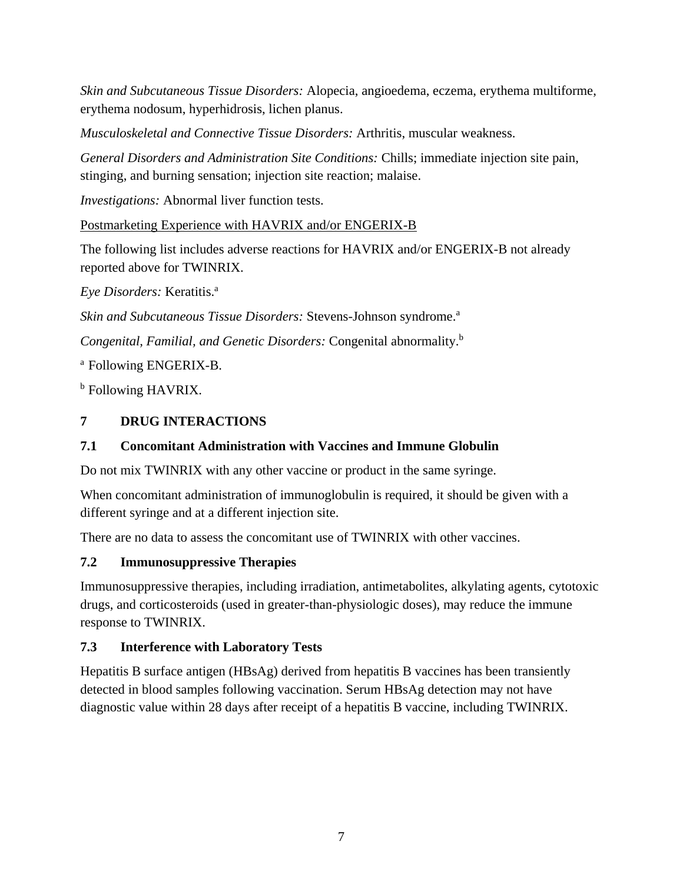*Skin and Subcutaneous Tissue Disorders:* Alopecia, angioedema, eczema, erythema multiforme, erythema nodosum, hyperhidrosis, lichen planus.

*Musculoskeletal and Connective Tissue Disorders:* Arthritis, muscular weakness.

*General Disorders and Administration Site Conditions:* Chills; immediate injection site pain, stinging, and burning sensation; injection site reaction; malaise.

*Investigations:* Abnormal liver function tests.

Postmarketing Experience with HAVRIX and/or ENGERIX-B

The following list includes adverse reactions for HAVRIX and/or ENGERIX-B not already reported above for TWINRIX.

*Eye Disorders:* Keratitis.[a]

*Skin and Subcutaneous Tissue Disorders:* Stevens-Johnson syndrome.[a]

*Congenital, Familial, and Genetic Disorders:* Congenital abnormality.[b]

[a] Following ENGERIX-B.

[b] Following HAVRIX.

## 7 DRUG INTERACTIONS

### 7.1 Concomitant Administration with Vaccines and Immune Globulin

Do not mix TWINRIX with any other vaccine or product in the same syringe.

When concomitant administration of immunoglobulin is required, it should be given with a different syringe and at a different injection site.

There are no data to assess the concomitant use of TWINRIX with other vaccines.

### 7.2 Immunosuppressive Therapies

Immunosuppressive therapies, including irradiation, antimetabolites, alkylating agents, cytotoxic drugs, and corticosteroids (used in greater-than-physiologic doses), may reduce the immune response to TWINRIX.

### 7.3 Interference with Laboratory Tests

Hepatitis B surface antigen (HBsAg) derived from hepatitis B vaccines has been transiently detected in blood samples following vaccination. Serum HBsAg detection may not have diagnostic value within 28 days after receipt of a hepatitis B vaccine, including TWINRIX.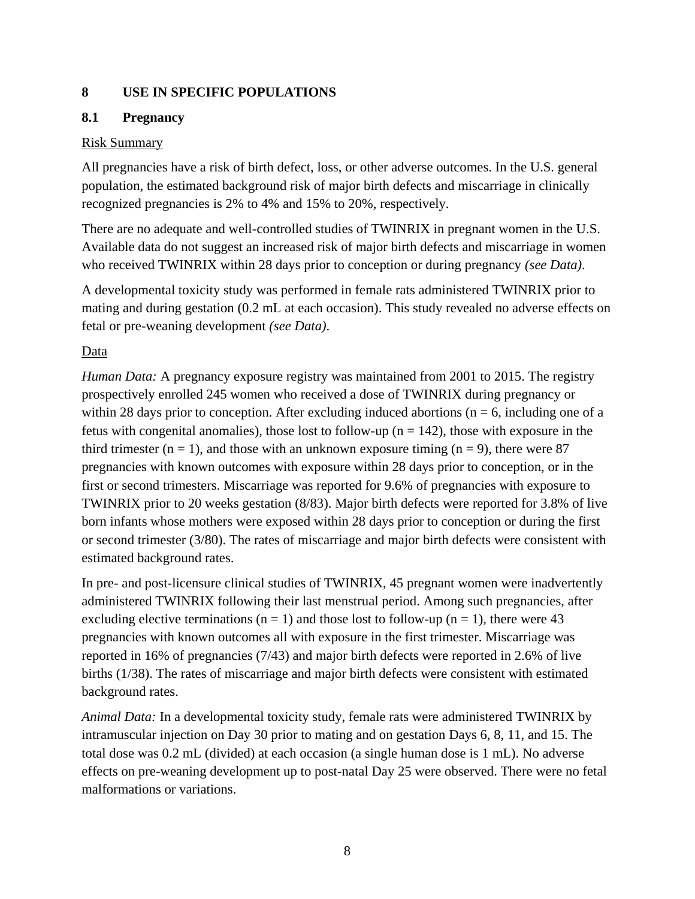## 8 USE IN SPECIFIC POPULATIONS

### 8.1 Pregnancy

Risk Summary

All pregnancies have a risk of birth defect, loss, or other adverse outcomes. In the U.S. general population, the estimated background risk of major birth defects and miscarriage in clinically recognized pregnancies is 2% to 4% and 15% to 20%, respectively.

There are no adequate and well-controlled studies of TWINRIX in pregnant women in the U.S. Available data do not suggest an increased risk of major birth defects and miscarriage in women who received TWINRIX within 28 days prior to conception or during pregnancy *(see Data)*.

A developmental toxicity study was performed in female rats administered TWINRIX prior to mating and during gestation (0.2 mL at each occasion). This study revealed no adverse effects on fetal or pre-weaning development *(see Data)*.

Data

*Human Data:* A pregnancy exposure registry was maintained from 2001 to 2015. The registry prospectively enrolled 245 women who received a dose of TWINRIX during pregnancy or within 28 days prior to conception. After excluding induced abortions (n = 6, including one of a fetus with congenital anomalies), those lost to follow-up (n = 142), those with exposure in the third trimester (n = 1), and those with an unknown exposure timing (n = 9), there were 87 pregnancies with known outcomes with exposure within 28 days prior to conception, or in the first or second trimesters. Miscarriage was reported for 9.6% of pregnancies with exposure to TWINRIX prior to 20 weeks gestation (8/83). Major birth defects were reported for 3.8% of live born infants whose mothers were exposed within 28 days prior to conception or during the first or second trimester (3/80). The rates of miscarriage and major birth defects were consistent with estimated background rates.

In pre- and post-licensure clinical studies of TWINRIX, 45 pregnant women were inadvertently administered TWINRIX following their last menstrual period. Among such pregnancies, after excluding elective terminations (n = 1) and those lost to follow-up (n = 1), there were 43 pregnancies with known outcomes all with exposure in the first trimester. Miscarriage was reported in 16% of pregnancies (7/43) and major birth defects were reported in 2.6% of live births (1/38). The rates of miscarriage and major birth defects were consistent with estimated background rates.

*Animal Data:* In a developmental toxicity study, female rats were administered TWINRIX by intramuscular injection on Day 30 prior to mating and on gestation Days 6, 8, 11, and 15. The total dose was 0.2 mL (divided) at each occasion (a single human dose is 1 mL). No adverse effects on pre-weaning development up to post-natal Day 25 were observed. There were no fetal malformations or variations.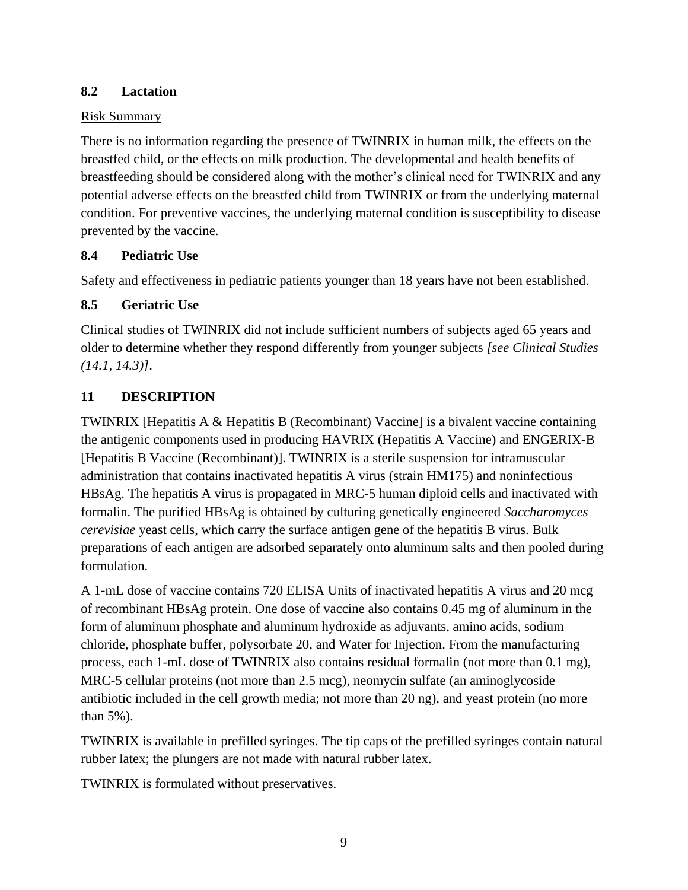## 8.2 Lactation

Risk Summary

There is no information regarding the presence of TWINRIX in human milk, the effects on the breastfed child, or the effects on milk production. The developmental and health benefits of breastfeeding should be considered along with the mother's clinical need for TWINRIX and any potential adverse effects on the breastfed child from TWINRIX or from the underlying maternal condition. For preventive vaccines, the underlying maternal condition is susceptibility to disease prevented by the vaccine.

## 8.4 Pediatric Use

Safety and effectiveness in pediatric patients younger than 18 years have not been established.

## 8.5 Geriatric Use

Clinical studies of TWINRIX did not include sufficient numbers of subjects aged 65 years and older to determine whether they respond differently from younger subjects *[see Clinical Studies (14.1, 14.3)]*.

# 11 DESCRIPTION

TWINRIX [Hepatitis A & Hepatitis B (Recombinant) Vaccine] is a bivalent vaccine containing the antigenic components used in producing HAVRIX (Hepatitis A Vaccine) and ENGERIX-B [Hepatitis B Vaccine (Recombinant)]. TWINRIX is a sterile suspension for intramuscular administration that contains inactivated hepatitis A virus (strain HM175) and noninfectious HBsAg. The hepatitis A virus is propagated in MRC-5 human diploid cells and inactivated with formalin. The purified HBsAg is obtained by culturing genetically engineered *Saccharomyces cerevisiae* yeast cells, which carry the surface antigen gene of the hepatitis B virus. Bulk preparations of each antigen are adsorbed separately onto aluminum salts and then pooled during formulation.

A 1-mL dose of vaccine contains 720 ELISA Units of inactivated hepatitis A virus and 20 mcg of recombinant HBsAg protein. One dose of vaccine also contains 0.45 mg of aluminum in the form of aluminum phosphate and aluminum hydroxide as adjuvants, amino acids, sodium chloride, phosphate buffer, polysorbate 20, and Water for Injection. From the manufacturing process, each 1-mL dose of TWINRIX also contains residual formalin (not more than 0.1 mg), MRC-5 cellular proteins (not more than 2.5 mcg), neomycin sulfate (an aminoglycoside antibiotic included in the cell growth media; not more than 20 ng), and yeast protein (no more than 5%).

TWINRIX is available in prefilled syringes. The tip caps of the prefilled syringes contain natural rubber latex; the plungers are not made with natural rubber latex.

TWINRIX is formulated without preservatives.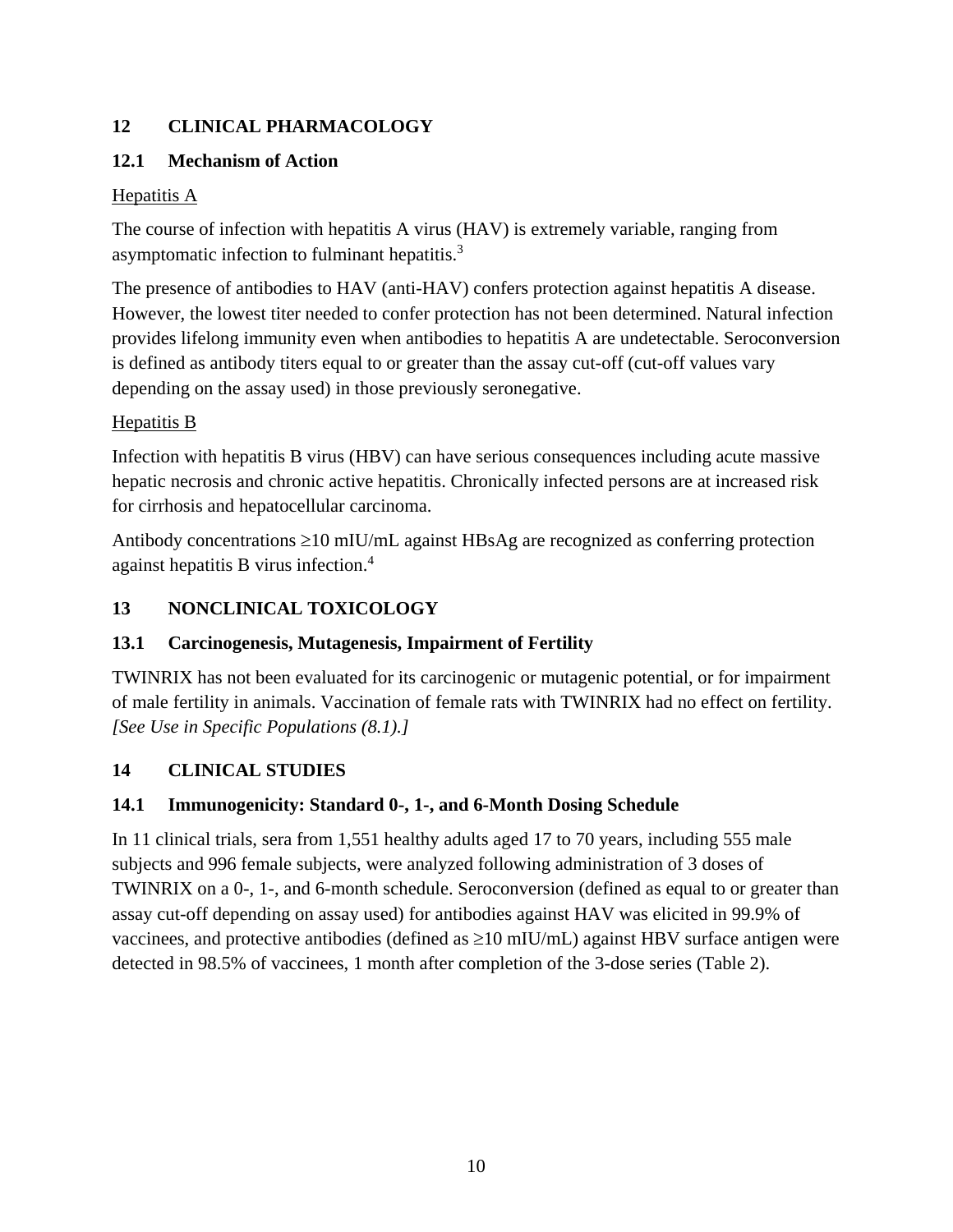## 12 CLINICAL PHARMACOLOGY

### 12.1 Mechanism of Action

Hepatitis A

The course of infection with hepatitis A virus (HAV) is extremely variable, ranging from asymptomatic infection to fulminant hepatitis.[3]

The presence of antibodies to HAV (anti-HAV) confers protection against hepatitis A disease. However, the lowest titer needed to confer protection has not been determined. Natural infection provides lifelong immunity even when antibodies to hepatitis A are undetectable. Seroconversion is defined as antibody titers equal to or greater than the assay cut-off (cut-off values vary depending on the assay used) in those previously seronegative.

Hepatitis B

Infection with hepatitis B virus (HBV) can have serious consequences including acute massive hepatic necrosis and chronic active hepatitis. Chronically infected persons are at increased risk for cirrhosis and hepatocellular carcinoma.

Antibody concentrations ≥10 mIU/mL against HBsAg are recognized as conferring protection against hepatitis B virus infection.[4]

## 13 NONCLINICAL TOXICOLOGY

### 13.1 Carcinogenesis, Mutagenesis, Impairment of Fertility

TWINRIX has not been evaluated for its carcinogenic or mutagenic potential, or for impairment of male fertility in animals. Vaccination of female rats with TWINRIX had no effect on fertility. *[See Use in Specific Populations (8.1).]*

## 14 CLINICAL STUDIES

### 14.1 Immunogenicity: Standard 0-, 1-, and 6-Month Dosing Schedule

In 11 clinical trials, sera from 1,551 healthy adults aged 17 to 70 years, including 555 male subjects and 996 female subjects, were analyzed following administration of 3 doses of TWINRIX on a 0-, 1-, and 6-month schedule. Seroconversion (defined as equal to or greater than assay cut-off depending on assay used) for antibodies against HAV was elicited in 99.9% of vaccinees, and protective antibodies (defined as ≥10 mIU/mL) against HBV surface antigen were detected in 98.5% of vaccinees, 1 month after completion of the 3-dose series (Table 2).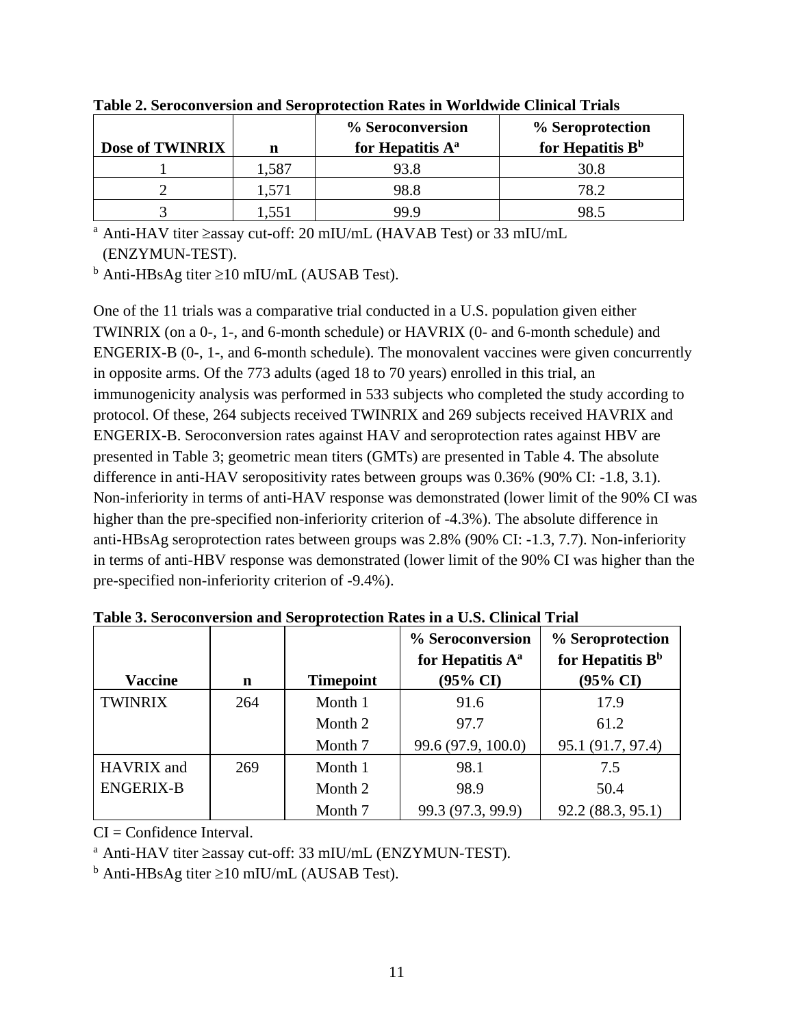**Table 2. Seroconversion and Seroprotection Rates in Worldwide Clinical Trials**

| Dose of TWINRIX | n | % Seroconversion for Hepatitis A[a] | % Seroprotection for Hepatitis B[b] |
|---|---|---|---|
| 1 | 1,587 | 93.8 | 30.8 |
| 2 | 1,571 | 98.8 | 78.2 |
| 3 | 1,551 | 99.9 | 98.5 |

[a] Anti-HAV titer ≥assay cut-off: 20 mIU/mL (HAVAB Test) or 33 mIU/mL (ENZYMUN-TEST).

[b] Anti-HBsAg titer ≥10 mIU/mL (AUSAB Test).

One of the 11 trials was a comparative trial conducted in a U.S. population given either TWINRIX (on a 0-, 1-, and 6-month schedule) or HAVRIX (0- and 6-month schedule) and ENGERIX-B (0-, 1-, and 6-month schedule). The monovalent vaccines were given concurrently in opposite arms. Of the 773 adults (aged 18 to 70 years) enrolled in this trial, an immunogenicity analysis was performed in 533 subjects who completed the study according to protocol. Of these, 264 subjects received TWINRIX and 269 subjects received HAVRIX and ENGERIX-B. Seroconversion rates against HAV and seroprotection rates against HBV are presented in Table 3; geometric mean titers (GMTs) are presented in Table 4. The absolute difference in anti-HAV seropositivity rates between groups was 0.36% (90% CI: -1.8, 3.1). Non-inferiority in terms of anti-HAV response was demonstrated (lower limit of the 90% CI was higher than the pre-specified non-inferiority criterion of -4.3%). The absolute difference in anti-HBsAg seroprotection rates between groups was 2.8% (90% CI: -1.3, 7.7). Non-inferiority in terms of anti-HBV response was demonstrated (lower limit of the 90% CI was higher than the pre-specified non-inferiority criterion of -9.4%).

**Table 3. Seroconversion and Seroprotection Rates in a U.S. Clinical Trial**

| Vaccine | n | Timepoint | % Seroconversion for Hepatitis A[a] (95% CI) | % Seroprotection for Hepatitis B[b] (95% CI) |
|---|---|---|---|---|
| TWINRIX | 264 | Month 1 | 91.6 | 17.9 |
| | | Month 2 | 97.7 | 61.2 |
| | | Month 7 | 99.6 (97.9, 100.0) | 95.1 (91.7, 97.4) |
| HAVRIX and ENGERIX-B | 269 | Month 1 | 98.1 | 7.5 |
| | | Month 2 | 98.9 | 50.4 |
| | | Month 7 | 99.3 (97.3, 99.9) | 92.2 (88.3, 95.1) |

CI = Confidence Interval.

[a] Anti-HAV titer ≥assay cut-off: 33 mIU/mL (ENZYMUN-TEST).

[b] Anti-HBsAg titer ≥10 mIU/mL (AUSAB Test).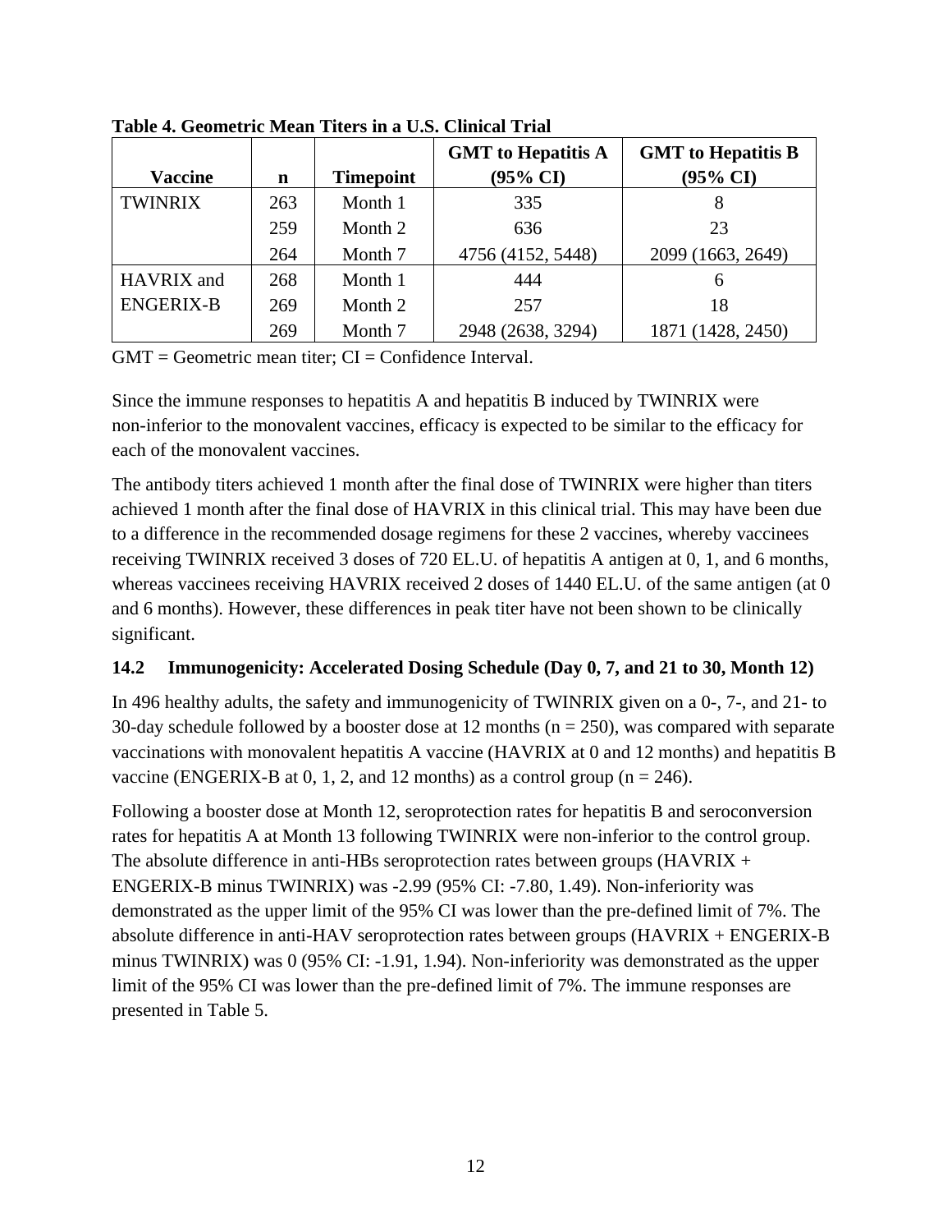**Table 4. Geometric Mean Titers in a U.S. Clinical Trial**

| Vaccine | n | Timepoint | GMT to Hepatitis A (95% CI) | GMT to Hepatitis B (95% CI) |
|---|---|---|---|---|
| TWINRIX | 263 | Month 1 | 335 | 8 |
| | 259 | Month 2 | 636 | 23 |
| | 264 | Month 7 | 4756 (4152, 5448) | 2099 (1663, 2649) |
| HAVRIX and ENGERIX-B | 268 | Month 1 | 444 | 6 |
| | 269 | Month 2 | 257 | 18 |
| | 269 | Month 7 | 2948 (2638, 3294) | 1871 (1428, 2450) |

GMT = Geometric mean titer; CI = Confidence Interval.

Since the immune responses to hepatitis A and hepatitis B induced by TWINRIX were non-inferior to the monovalent vaccines, efficacy is expected to be similar to the efficacy for each of the monovalent vaccines.

The antibody titers achieved 1 month after the final dose of TWINRIX were higher than titers achieved 1 month after the final dose of HAVRIX in this clinical trial. This may have been due to a difference in the recommended dosage regimens for these 2 vaccines, whereby vaccinees receiving TWINRIX received 3 doses of 720 EL.U. of hepatitis A antigen at 0, 1, and 6 months, whereas vaccinees receiving HAVRIX received 2 doses of 1440 EL.U. of the same antigen (at 0 and 6 months). However, these differences in peak titer have not been shown to be clinically significant.

### 14.2 Immunogenicity: Accelerated Dosing Schedule (Day 0, 7, and 21 to 30, Month 12)

In 496 healthy adults, the safety and immunogenicity of TWINRIX given on a 0-, 7-, and 21- to 30-day schedule followed by a booster dose at 12 months (n = 250), was compared with separate vaccinations with monovalent hepatitis A vaccine (HAVRIX at 0 and 12 months) and hepatitis B vaccine (ENGERIX-B at 0, 1, 2, and 12 months) as a control group (n = 246).

Following a booster dose at Month 12, seroprotection rates for hepatitis B and seroconversion rates for hepatitis A at Month 13 following TWINRIX were non-inferior to the control group. The absolute difference in anti-HBs seroprotection rates between groups (HAVRIX + ENGERIX-B minus TWINRIX) was -2.99 (95% CI: -7.80, 1.49). Non-inferiority was demonstrated as the upper limit of the 95% CI was lower than the pre-defined limit of 7%. The absolute difference in anti-HAV seroprotection rates between groups (HAVRIX + ENGERIX-B minus TWINRIX) was 0 (95% CI: -1.91, 1.94). Non-inferiority was demonstrated as the upper limit of the 95% CI was lower than the pre-defined limit of 7%. The immune responses are presented in Table 5.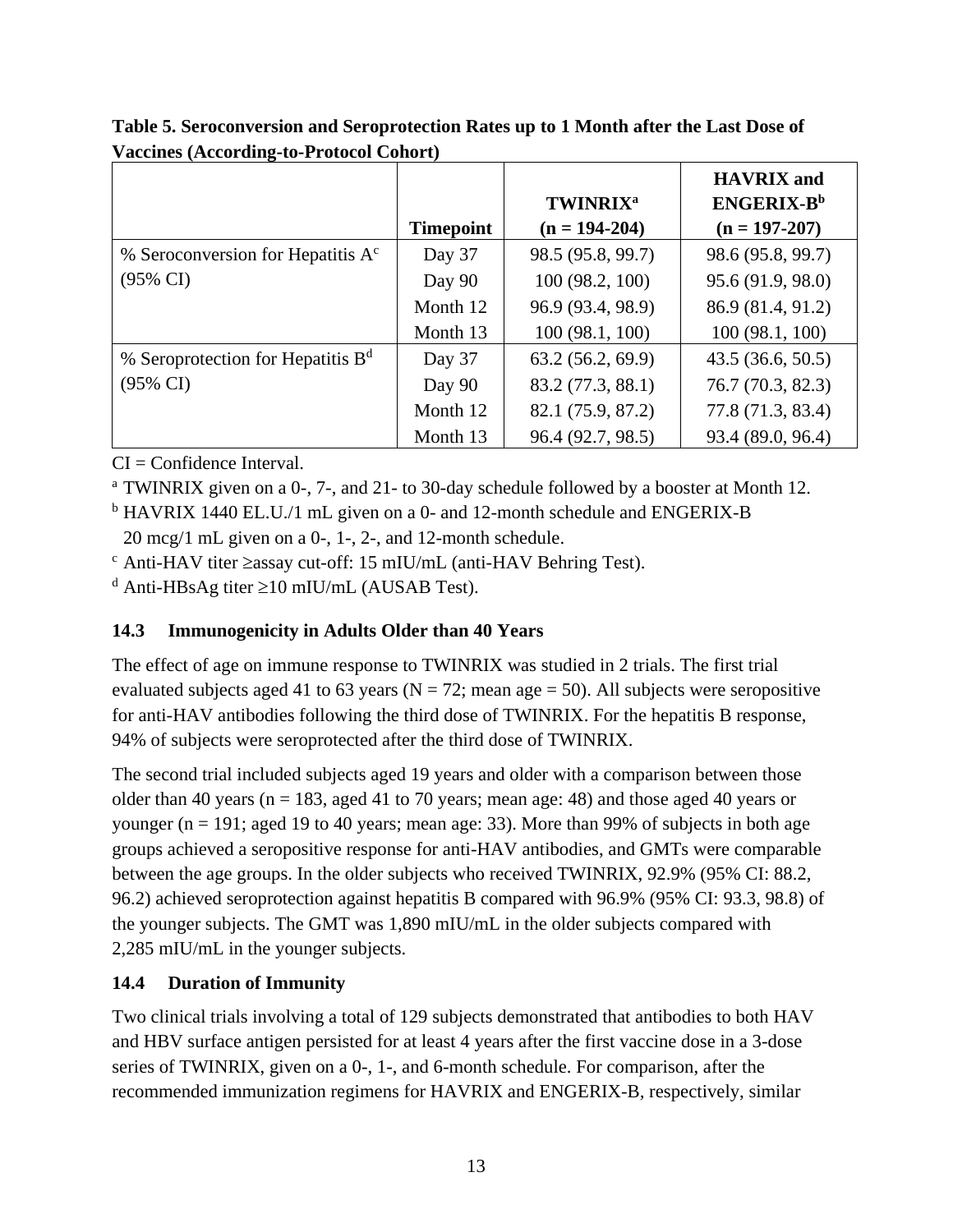**Table 5. Seroconversion and Seroprotection Rates up to 1 Month after the Last Dose of Vaccines (According-to-Protocol Cohort)**

| | Timepoint | TWINRIX[a] (n = 194-204) | HAVRIX and ENGERIX-B[b] (n = 197-207) |
|---|---|---|---|
| % Seroconversion for Hepatitis A[c] (95% CI) | Day 37 | 98.5 (95.8, 99.7) | 98.6 (95.8, 99.7) |
| | Day 90 | 100 (98.2, 100) | 95.6 (91.9, 98.0) |
| | Month 12 | 96.9 (93.4, 98.9) | 86.9 (81.4, 91.2) |
| | Month 13 | 100 (98.1, 100) | 100 (98.1, 100) |
| % Seroprotection for Hepatitis B[d] (95% CI) | Day 37 | 63.2 (56.2, 69.9) | 43.5 (36.6, 50.5) |
| | Day 90 | 83.2 (77.3, 88.1) | 76.7 (70.3, 82.3) |
| | Month 12 | 82.1 (75.9, 87.2) | 77.8 (71.3, 83.4) |
| | Month 13 | 96.4 (92.7, 98.5) | 93.4 (89.0, 96.4) |

CI = Confidence Interval.

[a] TWINRIX given on a 0-, 7-, and 21- to 30-day schedule followed by a booster at Month 12.

[b] HAVRIX 1440 EL.U./1 mL given on a 0- and 12-month schedule and ENGERIX-B 20 mcg/1 mL given on a 0-, 1-, 2-, and 12-month schedule.

[c] Anti-HAV titer ≥assay cut-off: 15 mIU/mL (anti-HAV Behring Test).

[d] Anti-HBsAg titer ≥10 mIU/mL (AUSAB Test).

### 14.3 Immunogenicity in Adults Older than 40 Years

The effect of age on immune response to TWINRIX was studied in 2 trials. The first trial evaluated subjects aged 41 to 63 years (N = 72; mean age = 50). All subjects were seropositive for anti-HAV antibodies following the third dose of TWINRIX. For the hepatitis B response, 94% of subjects were seroprotected after the third dose of TWINRIX.

The second trial included subjects aged 19 years and older with a comparison between those older than 40 years (n = 183, aged 41 to 70 years; mean age: 48) and those aged 40 years or younger (n = 191; aged 19 to 40 years; mean age: 33). More than 99% of subjects in both age groups achieved a seropositive response for anti-HAV antibodies, and GMTs were comparable between the age groups. In the older subjects who received TWINRIX, 92.9% (95% CI: 88.2, 96.2) achieved seroprotection against hepatitis B compared with 96.9% (95% CI: 93.3, 98.8) of the younger subjects. The GMT was 1,890 mIU/mL in the older subjects compared with 2,285 mIU/mL in the younger subjects.

### 14.4 Duration of Immunity

Two clinical trials involving a total of 129 subjects demonstrated that antibodies to both HAV and HBV surface antigen persisted for at least 4 years after the first vaccine dose in a 3-dose series of TWINRIX, given on a 0-, 1-, and 6-month schedule. For comparison, after the recommended immunization regimens for HAVRIX and ENGERIX-B, respectively, similar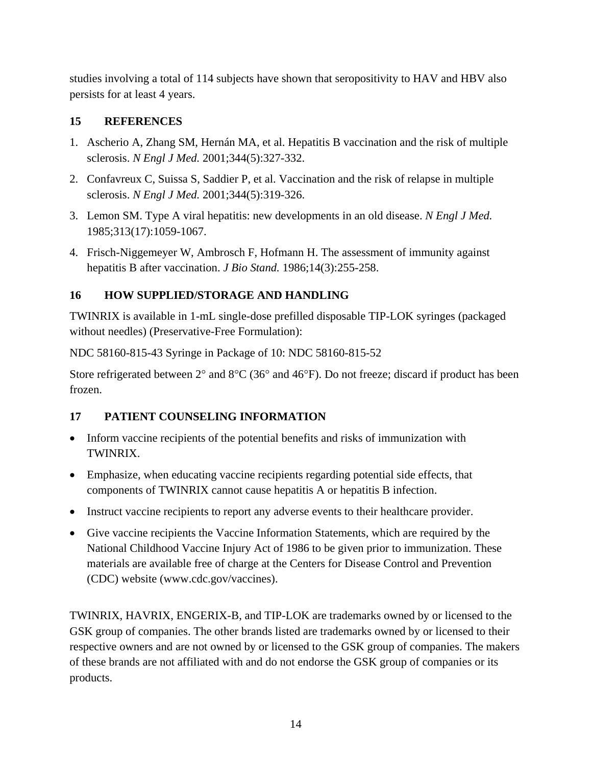studies involving a total of 114 subjects have shown that seropositivity to HAV and HBV also persists for at least 4 years.

## 15 REFERENCES

1. Ascherio A, Zhang SM, Hernán MA, et al. Hepatitis B vaccination and the risk of multiple sclerosis. *N Engl J Med.* 2001;344(5):327-332.
2. Confavreux C, Suissa S, Saddier P, et al. Vaccination and the risk of relapse in multiple sclerosis. *N Engl J Med.* 2001;344(5):319-326.
3. Lemon SM. Type A viral hepatitis: new developments in an old disease. *N Engl J Med.* 1985;313(17):1059-1067.
4. Frisch-Niggemeyer W, Ambrosch F, Hofmann H. The assessment of immunity against hepatitis B after vaccination. *J Bio Stand.* 1986;14(3):255-258.

## 16 HOW SUPPLIED/STORAGE AND HANDLING

TWINRIX is available in 1-mL single-dose prefilled disposable TIP-LOK syringes (packaged without needles) (Preservative-Free Formulation):

NDC 58160-815-43 Syringe in Package of 10: NDC 58160-815-52

Store refrigerated between 2° and 8°C (36° and 46°F). Do not freeze; discard if product has been frozen.

## 17 PATIENT COUNSELING INFORMATION

- Inform vaccine recipients of the potential benefits and risks of immunization with TWINRIX.
- Emphasize, when educating vaccine recipients regarding potential side effects, that components of TWINRIX cannot cause hepatitis A or hepatitis B infection.
- Instruct vaccine recipients to report any adverse events to their healthcare provider.
- Give vaccine recipients the Vaccine Information Statements, which are required by the National Childhood Vaccine Injury Act of 1986 to be given prior to immunization. These materials are available free of charge at the Centers for Disease Control and Prevention (CDC) website (www.cdc.gov/vaccines).

TWINRIX, HAVRIX, ENGERIX-B, and TIP-LOK are trademarks owned by or licensed to the GSK group of companies. The other brands listed are trademarks owned by or licensed to their respective owners and are not owned by or licensed to the GSK group of companies. The makers of these brands are not affiliated with and do not endorse the GSK group of companies or its products.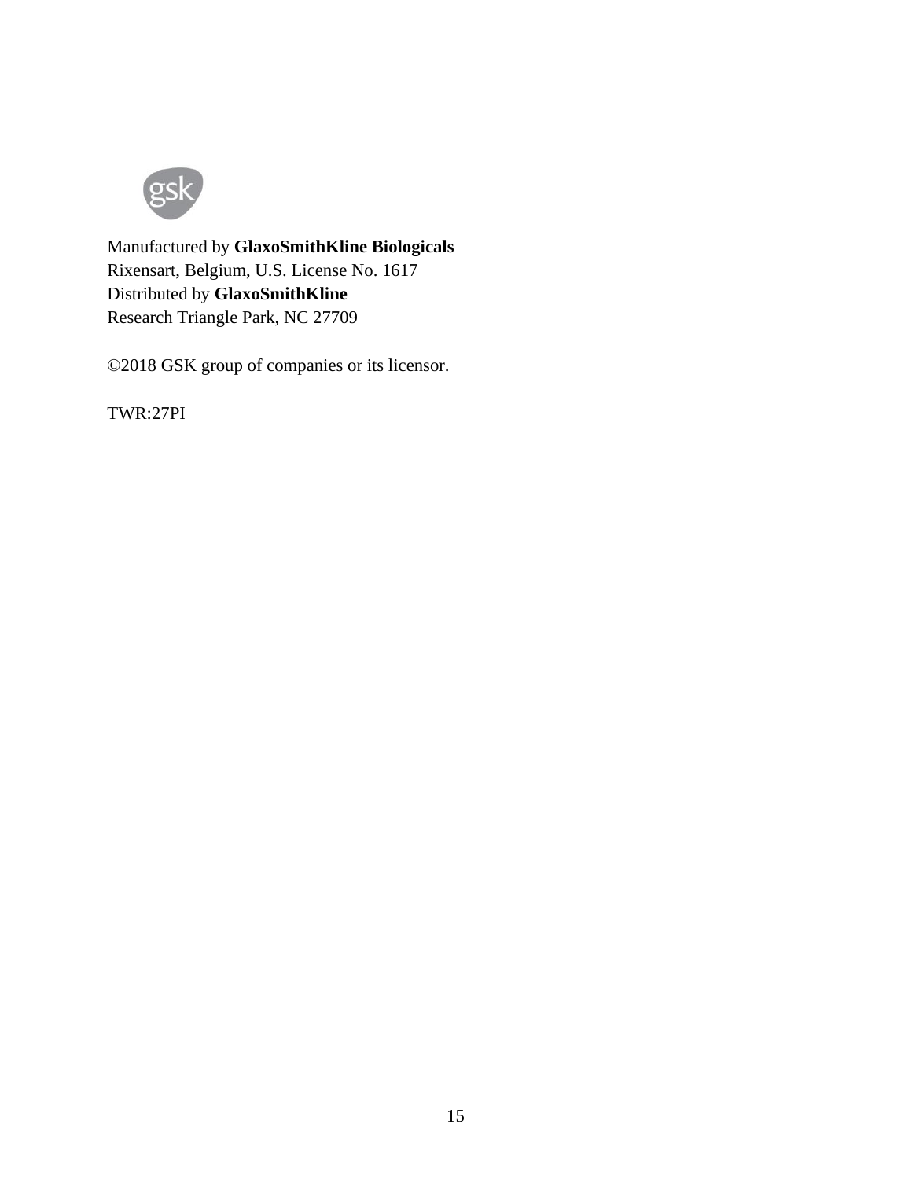Manufactured by **GlaxoSmithKline Biologicals**
Rixensart, Belgium, U.S. License No. 1617
Distributed by **GlaxoSmithKline**
Research Triangle Park, NC 27709

©2018 GSK group of companies or its licensor.

TWR:27PI